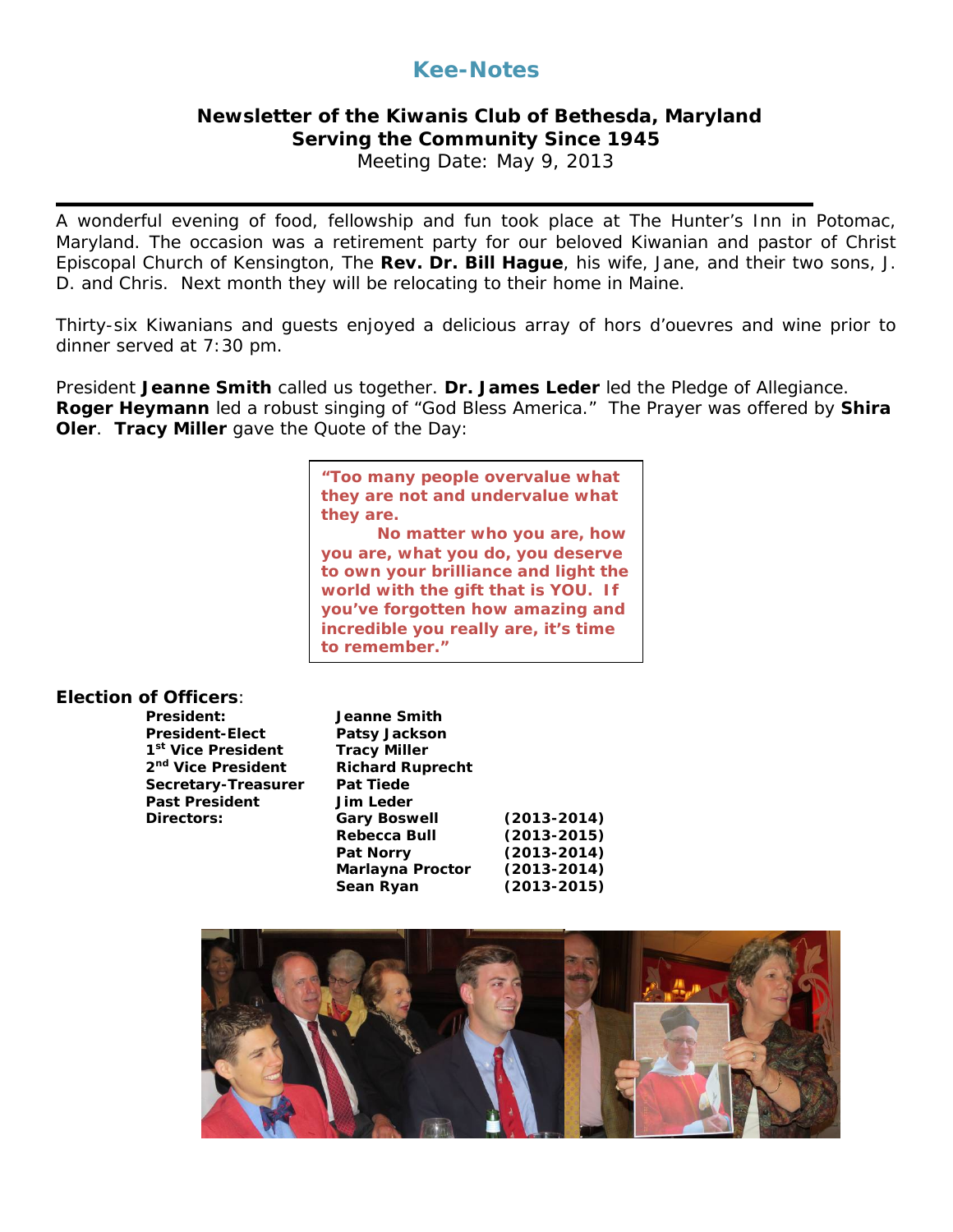# Kee-Notes

## Newsletter of the Kiwanis Club of Bethesda, Maryland
## Serving the Community Since 1945

Meeting Date: May 9, 2013

---

A wonderful evening of food, fellowship and fun took place at The Hunter's Inn in Potomac, Maryland. The occasion was a retirement party for our beloved Kiwanian and pastor of Christ Episcopal Church of Kensington, The **Rev. Dr. Bill Hague**, his wife, Jane, and their two sons, J. D. and Chris. Next month they will be relocating to their home in Maine.

Thirty-six Kiwanians and guests enjoyed a delicious array of hors d'ouevres and wine prior to dinner served at 7:30 pm.

President **Jeanne Smith** called us together. **Dr. James Leder** led the Pledge of Allegiance. **Roger Heymann** led a robust singing of "God Bless America." The Prayer was offered by **Shira Oler**. **Tracy Miller** gave the Quote of the Day:

> **"Too many people overvalue what they are not and undervalue what they are.**
>
> **No matter who you are, how you are, what you do, you deserve to own your brilliance and light the world with the gift that is YOU. If you've forgotten how amazing and incredible you really are, it's time to remember."**

**Election of Officers**:

| | | |
|---|---|---|
| **President:** | **Jeanne Smith** | |
| **President-Elect** | **Patsy Jackson** | |
| **1st Vice President** | **Tracy Miller** | |
| **2nd Vice President** | **Richard Ruprecht** | |
| **Secretary-Treasurer** | **Pat Tiede** | |
| **Past President** | **Jim Leder** | |
| **Directors:** | **Gary Boswell** | **(2013-2014)** |
| | **Rebecca Bull** | **(2013-2015)** |
| | **Pat Norry** | **(2013-2014)** |
| | **Marlayna Proctor** | **(2013-2014)** |
| | **Sean Ryan** | **(2013-2015)** |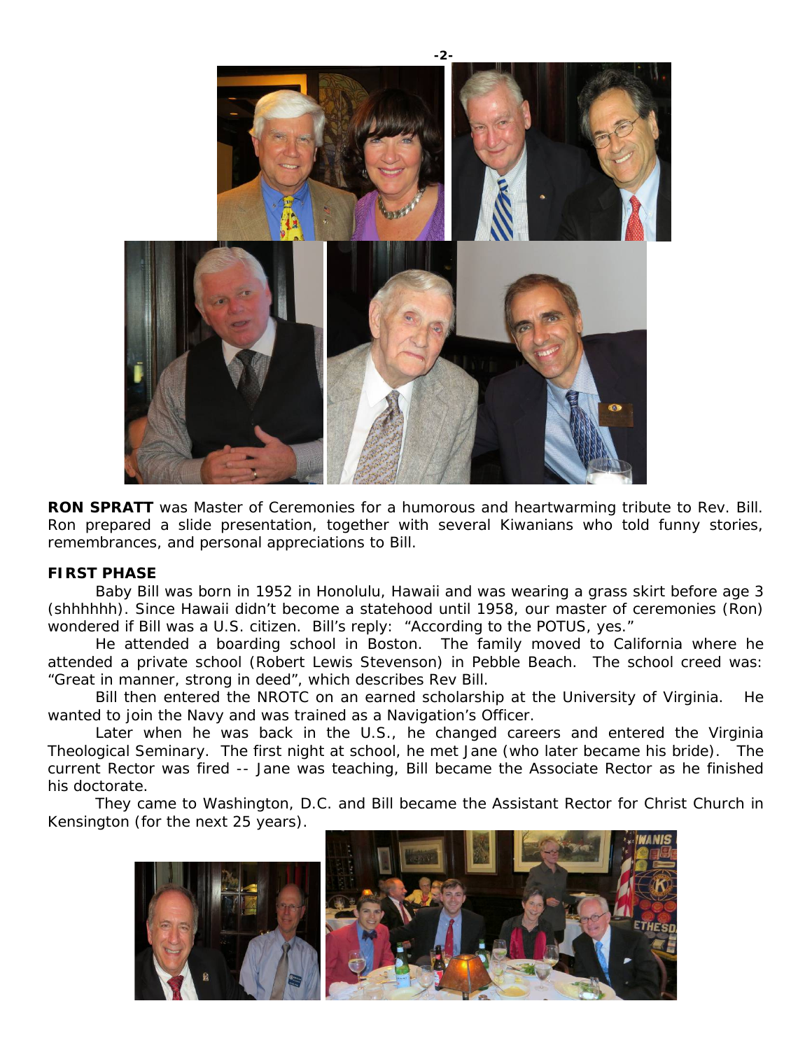**RON SPRATT** was Master of Ceremonies for a humorous and heartwarming tribute to Rev. Bill. Ron prepared a slide presentation, together with several Kiwanians who told funny stories, remembrances, and personal appreciations to Bill.

**FIRST PHASE**

Baby Bill was born in 1952 in Honolulu, Hawaii and was wearing a grass skirt before age 3 (shhhhhh). Since Hawaii didn't become a statehood until 1958, our master of ceremonies (Ron) wondered if Bill was a U.S. citizen. Bill's reply: "According to the POTUS, yes."

He attended a boarding school in Boston. The family moved to California where he attended a private school (Robert Lewis Stevenson) in Pebble Beach. The school creed was: "Great in manner, strong in deed", which describes Rev Bill.

Bill then entered the NROTC on an earned scholarship at the University of Virginia. He wanted to join the Navy and was trained as a Navigation's Officer.

Later when he was back in the U.S., he changed careers and entered the Virginia Theological Seminary. The first night at school, he met Jane (who later became his bride). The current Rector was fired -- Jane was teaching, Bill became the Associate Rector as he finished his doctorate.

They came to Washington, D.C. and Bill became the Assistant Rector for Christ Church in Kensington (for the next 25 years).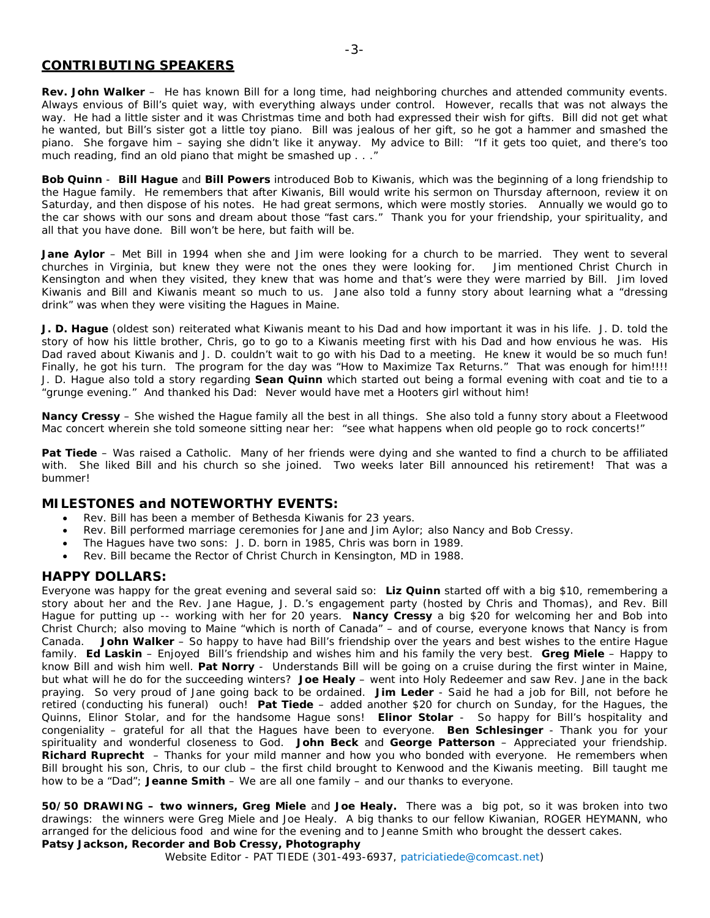## CONTRIBUTING SPEAKERS

**Rev. John Walker** – He has known Bill for a long time, had neighboring churches and attended community events. Always envious of Bill's quiet way, with everything always under control. However, recalls that was not always the way. He had a little sister and it was Christmas time and both had expressed their wish for gifts. Bill did not get what he wanted, but Bill's sister got a little toy piano. Bill was jealous of her gift, so he got a hammer and smashed the piano. She forgave him – saying she didn't like it anyway. My advice to Bill: "If it gets too quiet, and there's too much reading, find an old piano that might be smashed up . . ."

**Bob Quinn** - **Bill Hague** and **Bill Powers** introduced Bob to Kiwanis, which was the beginning of a long friendship to the Hague family. He remembers that after Kiwanis, Bill would write his sermon on Thursday afternoon, review it on Saturday, and then dispose of his notes. He had great sermons, which were mostly stories. Annually we would go to the car shows with our sons and dream about those "fast cars." Thank you for your friendship, your spirituality, and all that you have done. Bill won't be here, but faith will be.

**Jane Aylor** – Met Bill in 1994 when she and Jim were looking for a church to be married. They went to several churches in Virginia, but knew they were not the ones they were looking for. Jim mentioned Christ Church in Kensington and when they visited, they knew that was home and that's were they were married by Bill. Jim loved Kiwanis and Bill and Kiwanis meant so much to us. Jane also told a funny story about learning what a "dressing drink" was when they were visiting the Hagues in Maine.

**J. D. Hague** (oldest son) reiterated what Kiwanis meant to his Dad and how important it was in his life. J. D. told the story of how his little brother, Chris, go to go to a Kiwanis meeting first with his Dad and how envious he was. His Dad raved about Kiwanis and J. D. couldn't wait to go with his Dad to a meeting. He knew it would be so much fun! Finally, he got his turn. The program for the day was "How to Maximize Tax Returns." That was enough for him!!!! J. D. Hague also told a story regarding **Sean Quinn** which started out being a formal evening with coat and tie to a "grunge evening." And thanked his Dad: Never would have met a Hooters girl without him!

**Nancy Cressy** – She wished the Hague family all the best in all things. She also told a funny story about a Fleetwood Mac concert wherein she told someone sitting near her: "see what happens when old people go to rock concerts!"

**Pat Tiede** – Was raised a Catholic. Many of her friends were dying and she wanted to find a church to be affiliated with. She liked Bill and his church so she joined. Two weeks later Bill announced his retirement! That was a bummer!

## MILESTONES and NOTEWORTHY EVENTS:

- Rev. Bill has been a member of Bethesda Kiwanis for 23 years.
- Rev. Bill performed marriage ceremonies for Jane and Jim Aylor; also Nancy and Bob Cressy.
- The Hagues have two sons: J. D. born in 1985, Chris was born in 1989.
- Rev. Bill became the Rector of Christ Church in Kensington, MD in 1988.

## HAPPY DOLLARS:

Everyone was happy for the great evening and several said so: **Liz Quinn** started off with a big $10, remembering a story about her and the Rev. Jane Hague, J. D.'s engagement party (hosted by Chris and Thomas), and Rev. Bill Hague for putting up -- working with her for 20 years. **Nancy Cressy** a big $20 for welcoming her and Bob into Christ Church; also moving to Maine "which is north of Canada" – and of course, everyone knows that Nancy is from Canada. **John Walker** – So happy to have had Bill's friendship over the years and best wishes to the entire Hague family. **Ed Laskin** – Enjoyed Bill's friendship and wishes him and his family the very best. **Greg Miele** – Happy to know Bill and wish him well. **Pat Norry** - Understands Bill will be going on a cruise during the first winter in Maine, but what will he do for the succeeding winters? **Joe Healy** – went into Holy Redeemer and saw Rev. Jane in the back praying. So very proud of Jane going back to be ordained. **Jim Leder** - Said he had a job for Bill, not before he retired (conducting his funeral) ouch! **Pat Tiede** – added another $20 for church on Sunday, for the Hagues, the Quinns, Elinor Stolar, and for the handsome Hague sons! **Elinor Stolar** - So happy for Bill's hospitality and congeniality – grateful for all that the Hagues have been to everyone. **Ben Schlesinger** - Thank you for your spirituality and wonderful closeness to God. **John Beck** and **George Patterson** – Appreciated your friendship. **Richard Ruprecht** – Thanks for your mild manner and how you who bonded with everyone. He remembers when Bill brought his son, Chris, to our club – the first child brought to Kenwood and the Kiwanis meeting. Bill taught me how to be a "Dad"; **Jeanne Smith** – We are all one family – and our thanks to everyone.

**50/50 DRAWING – two winners, Greg Miele** and **Joe Healy.** There was a big pot, so it was broken into two drawings: the winners were Greg Miele and Joe Healy. A big thanks to our fellow Kiwanian, ROGER HEYMANN, who arranged for the delicious food and wine for the evening and to Jeanne Smith who brought the dessert cakes.

**Patsy Jackson, Recorder and Bob Cressy, Photography**

Website Editor - PAT TIEDE (301-493-6937, patriciatiede@comcast.net)